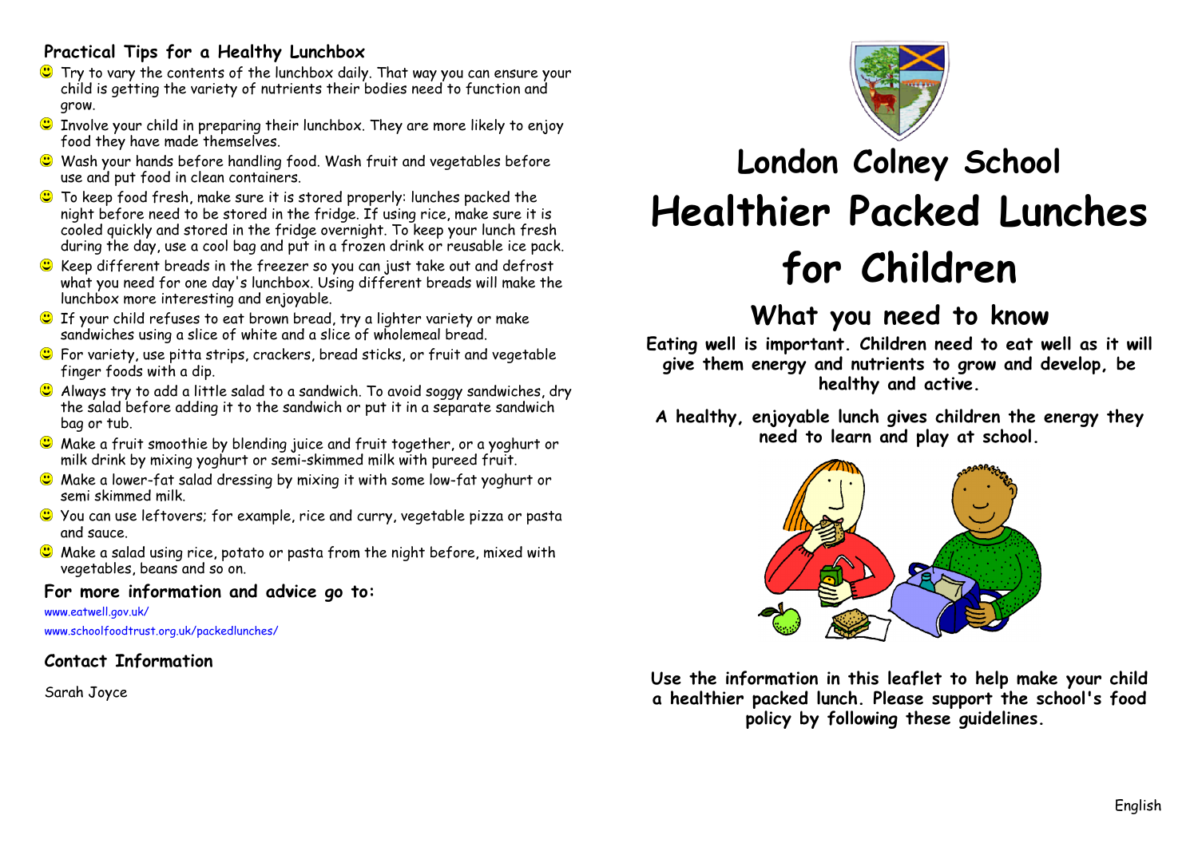## Practical Tips for a Healthy Lunchbox

- Try to vary the contents of the lunchbox daily. That way you can ensure your child is getting the variety of nutrients their bodies need to function and grow.
- Involve your child in preparing their lunchbox. They are more likely to enjoy food they have made themselves.
- Wash your hands before handling food. Wash fruit and vegetables before use and put food in clean containers.
- To keep food fresh, make sure it is stored properly: lunches packed the night before need to be stored in the fridge. If using rice, make sure it is cooled quickly and stored in the fridge overnight. To keep your lunch fresh during the day, use a cool bag and put in a frozen drink or reusable ice pack.
- Keep different breads in the freezer so you can just take out and defrost what you need for one day's lunchbox. Using different breads will make the lunchbox more interesting and enjoyable.
- If your child refuses to eat brown bread, try a lighter variety or make sandwiches using a slice of white and a slice of wholemeal bread.
- For variety, use pitta strips, crackers, bread sticks, or fruit and vegetable finger foods with a dip.
- Always try to add a little salad to a sandwich. To avoid soggy sandwiches, dry the salad before adding it to the sandwich or put it in a separate sandwich bag or tub.
- Make a fruit smoothie by blending juice and fruit together, or a yoghurt or milk drink by mixing yoghurt or semi-skimmed milk with pureed fruit.
- Make a lower-fat salad dressing by mixing it with some low-fat yoghurt or semi skimmed milk.
- You can use leftovers; for example, rice and curry, vegetable pizza or pasta and sauce.
- Make a salad using rice, potato or pasta from the night before, mixed with vegetables, beans and so on.

### For more information and advice go to:

www.eatwell.gov.uk/

www.schoolfoodtrust.org.uk/packedlunches/

### Contact Information

Sarah Joyce

# London Colney School

# Healthier Packed Lunches for Children

## What you need to know

**Eating well is important. Children need to eat well as it will give them energy and nutrients to grow and develop, be healthy and active.**

**A healthy, enjoyable lunch gives children the energy they need to learn and play at school.**

**Use the information in this leaflet to help make your child a healthier packed lunch. Please support the school's food policy by following these guidelines.**

English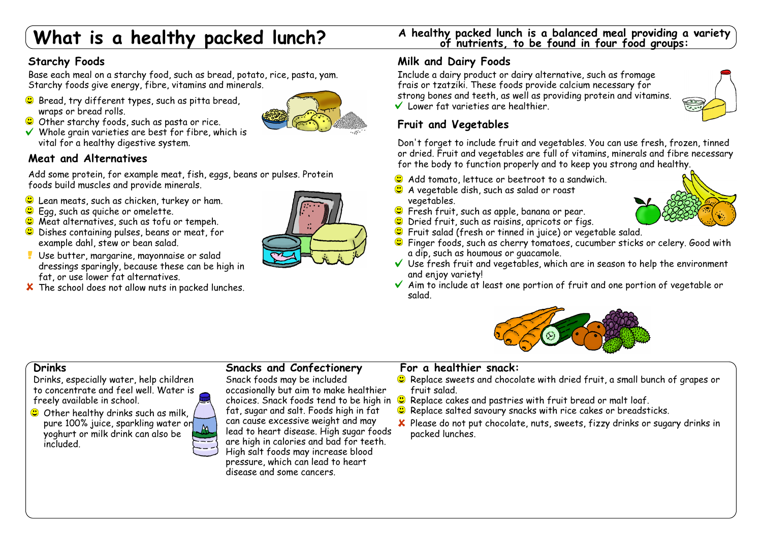# What is a healthy packed lunch?

**A healthy packed lunch is a balanced meal providing a variety of nutrients, to be found in four food groups:**

## Starchy Foods

Base each meal on a starchy food, such as bread, potato, rice, pasta, yam. Starchy foods give energy, fibre, vitamins and minerals.

- Bread, try different types, such as pitta bread, wraps or bread rolls.
- Other starchy foods, such as pasta or rice.
- ✔ Whole grain varieties are best for fibre, which is vital for a healthy digestive system.

## Meat and Alternatives

Add some protein, for example meat, fish, eggs, beans or pulses. Protein foods build muscles and provide minerals.

- Lean meats, such as chicken, turkey or ham.
- Egg, such as quiche or omelette.
- Meat alternatives, such as tofu or tempeh.
- Dishes containing pulses, beans or meat, for example dahl, stew or bean salad.
- ! Use butter, margarine, mayonnaise or salad dressings sparingly, because these can be high in fat, or use lower fat alternatives.
- ✘ The school does not allow nuts in packed lunches.

## Milk and Dairy Foods

Include a dairy product or dairy alternative, such as fromage frais or tzatziki. These foods provide calcium necessary for strong bones and teeth, as well as providing protein and vitamins.

- ✔ Lower fat varieties are healthier.

## Fruit and Vegetables

Don't forget to include fruit and vegetables. You can use fresh, frozen, tinned or dried. Fruit and vegetables are full of vitamins, minerals and fibre necessary for the body to function properly and to keep you strong and healthy.

- Add tomato, lettuce or beetroot to a sandwich.
- A vegetable dish, such as salad or roast vegetables.
- Fresh fruit, such as apple, banana or pear.
- Dried fruit, such as raisins, apricots or figs.
- Fruit salad (fresh or tinned in juice) or vegetable salad.
- Finger foods, such as cherry tomatoes, cucumber sticks or celery. Good with a dip, such as houmous or guacamole.
- ✔ Use fresh fruit and vegetables, which are in season to help the environment and enjoy variety!
- ✔ Aim to include at least one portion of fruit and one portion of vegetable or salad.

## Drinks

Drinks, especially water, help children to concentrate and feel well. Water is freely available in school.

- Other healthy drinks such as milk, pure 100% juice, sparkling water or yoghurt or milk drink can also be included.

## Snacks and Confectionery

Snack foods may be included occasionally but aim to make healthier choices. Snack foods tend to be high in fat, sugar and salt. Foods high in fat can cause excessive weight and may lead to heart disease. High sugar foods are high in calories and bad for teeth. High salt foods may increase blood pressure, which can lead to heart disease and some cancers.

## For a healthier snack:

- Replace sweets and chocolate with dried fruit, a small bunch of grapes or fruit salad.
- Replace cakes and pastries with fruit bread or malt loaf.
- Replace salted savoury snacks with rice cakes or breadsticks.
- ✘ Please do not put chocolate, nuts, sweets, fizzy drinks or sugary drinks in packed lunches.